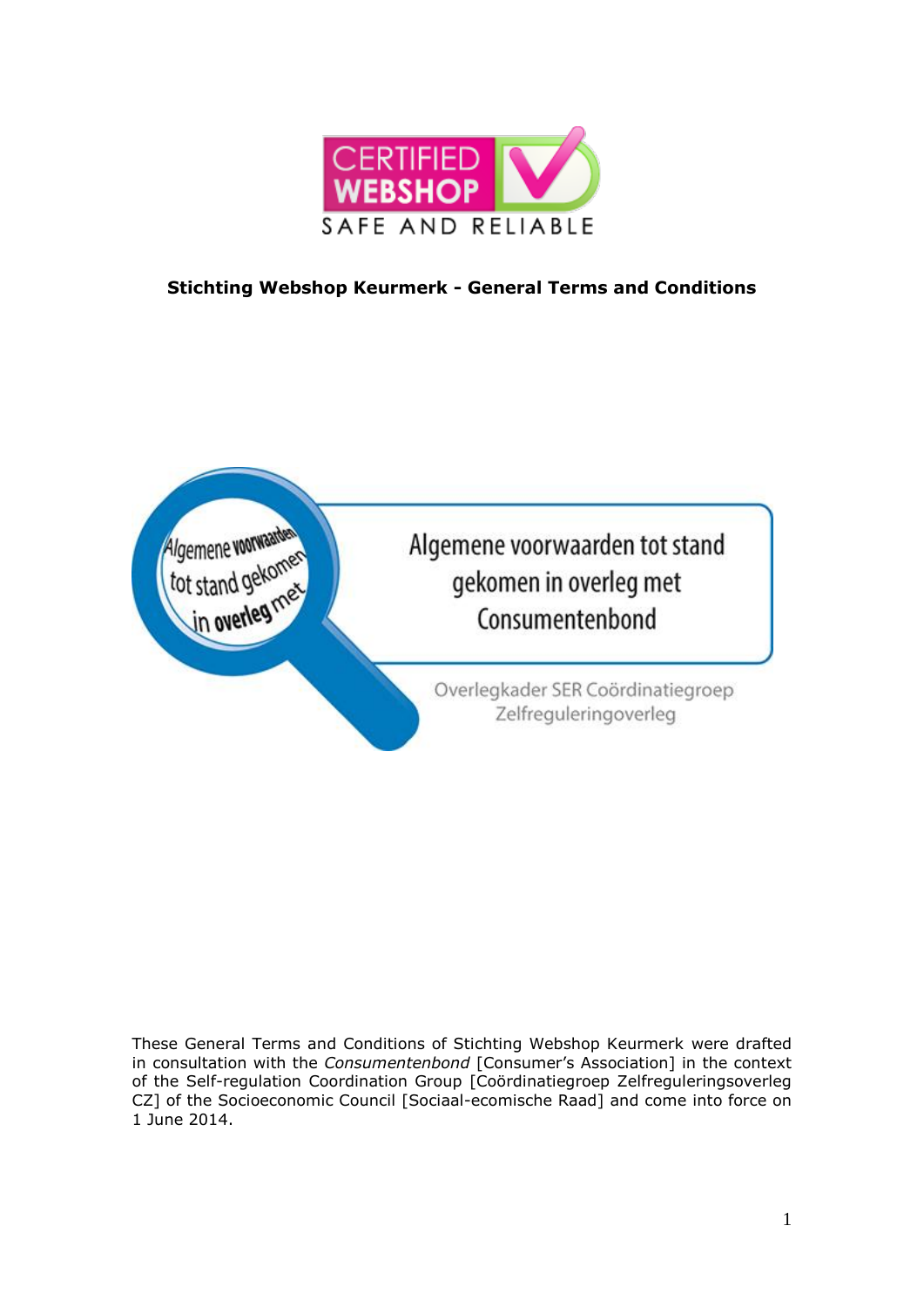# Stichting Webshop Keurmerk - General Terms and Conditions

These General Terms and Conditions of Stichting Webshop Keurmerk were drafted in consultation with the *Consumentenbond* [Consumer's Association] in the context of the Self-regulation Coordination Group [Coördinatiegroep Zelfreguleringsoverleg CZ] of the Socioeconomic Council [Sociaal-ecomische Raad] and come into force on 1 June 2014.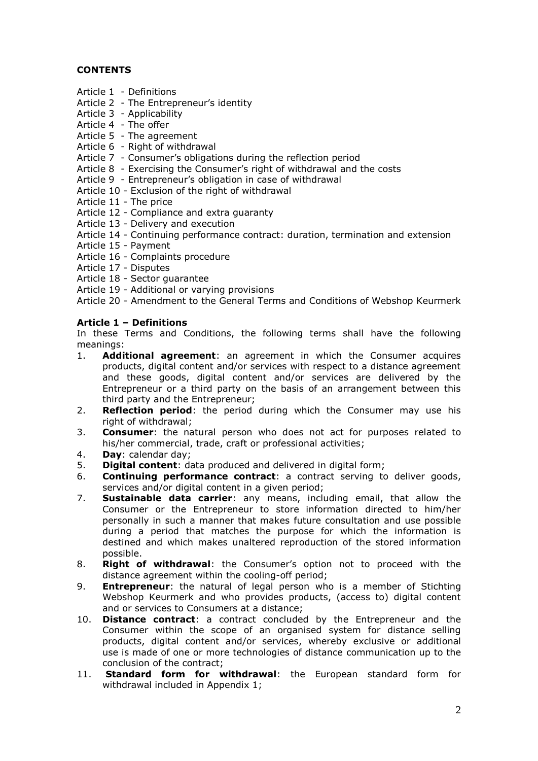**CONTENTS**

Article 1 - Definitions
Article 2 - The Entrepreneur's identity
Article 3 - Applicability
Article 4 - The offer
Article 5 - The agreement
Article 6 - Right of withdrawal
Article 7 - Consumer's obligations during the reflection period
Article 8 - Exercising the Consumer's right of withdrawal and the costs
Article 9 - Entrepreneur's obligation in case of withdrawal
Article 10 - Exclusion of the right of withdrawal
Article 11 - The price
Article 12 - Compliance and extra guaranty
Article 13 - Delivery and execution
Article 14 - Continuing performance contract: duration, termination and extension
Article 15 - Payment
Article 16 - Complaints procedure
Article 17 - Disputes
Article 18 - Sector guarantee
Article 19 - Additional or varying provisions
Article 20 - Amendment to the General Terms and Conditions of Webshop Keurmerk

**Article 1 – Definitions**

In these Terms and Conditions, the following terms shall have the following meanings:

1. **Additional agreement**: an agreement in which the Consumer acquires products, digital content and/or services with respect to a distance agreement and these goods, digital content and/or services are delivered by the Entrepreneur or a third party on the basis of an arrangement between this third party and the Entrepreneur;
2. **Reflection period**: the period during which the Consumer may use his right of withdrawal;
3. **Consumer**: the natural person who does not act for purposes related to his/her commercial, trade, craft or professional activities;
4. **Day**: calendar day;
5. **Digital content**: data produced and delivered in digital form;
6. **Continuing performance contract**: a contract serving to deliver goods, services and/or digital content in a given period;
7. **Sustainable data carrier**: any means, including email, that allow the Consumer or the Entrepreneur to store information directed to him/her personally in such a manner that makes future consultation and use possible during a period that matches the purpose for which the information is destined and which makes unaltered reproduction of the stored information possible.
8. **Right of withdrawal**: the Consumer's option not to proceed with the distance agreement within the cooling-off period;
9. **Entrepreneur**: the natural of legal person who is a member of Stichting Webshop Keurmerk and who provides products, (access to) digital content and or services to Consumers at a distance;
10. **Distance contract**: a contract concluded by the Entrepreneur and the Consumer within the scope of an organised system for distance selling products, digital content and/or services, whereby exclusive or additional use is made of one or more technologies of distance communication up to the conclusion of the contract;
11. **Standard form for withdrawal**: the European standard form for withdrawal included in Appendix 1;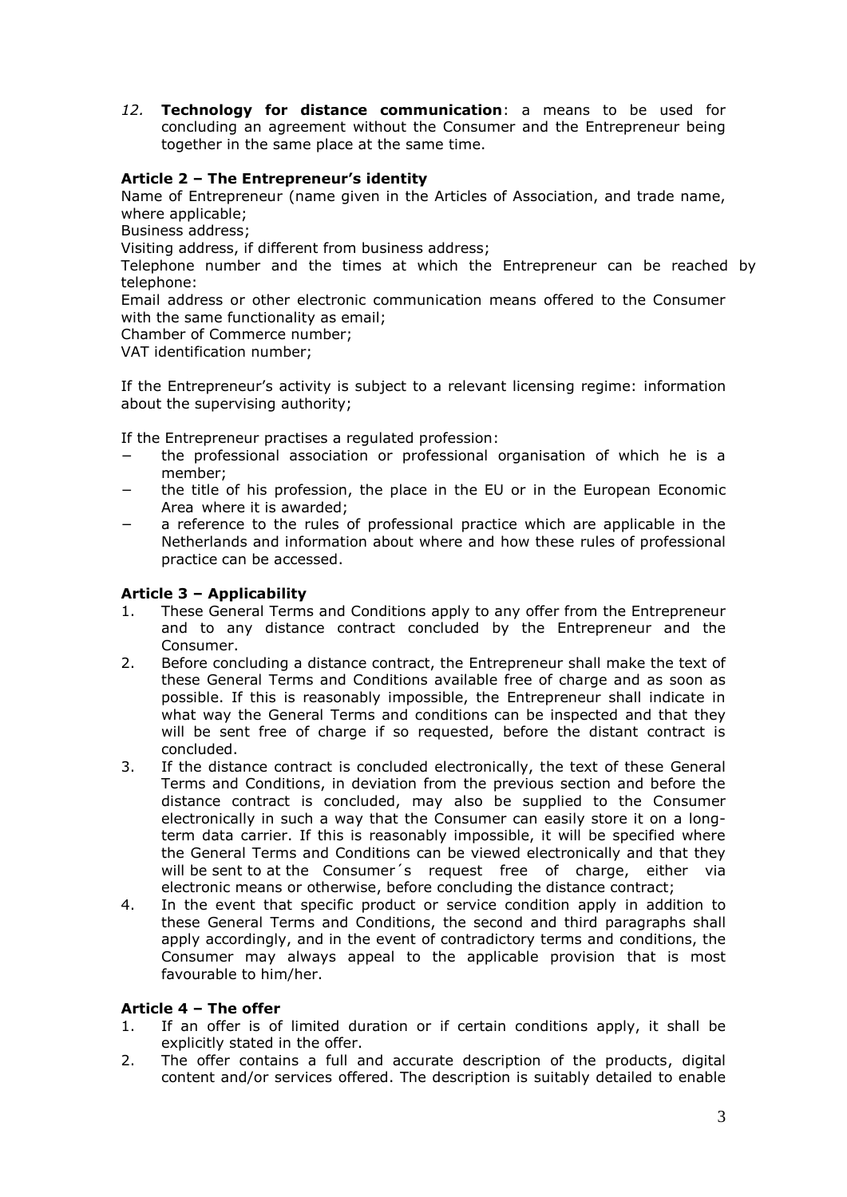*12.* **Technology for distance communication**: a means to be used for concluding an agreement without the Consumer and the Entrepreneur being together in the same place at the same time.

### Article 2 – The Entrepreneur's identity

Name of Entrepreneur (name given in the Articles of Association, and trade name, where applicable;
Business address;
Visiting address, if different from business address;
Telephone number and the times at which the Entrepreneur can be reached by telephone:
Email address or other electronic communication means offered to the Consumer with the same functionality as email;
Chamber of Commerce number;
VAT identification number;

If the Entrepreneur's activity is subject to a relevant licensing regime: information about the supervising authority;

If the Entrepreneur practises a regulated profession:

- the professional association or professional organisation of which he is a member;
- the title of his profession, the place in the EU or in the European Economic Area where it is awarded;
- a reference to the rules of professional practice which are applicable in the Netherlands and information about where and how these rules of professional practice can be accessed.

### Article 3 – Applicability

1. These General Terms and Conditions apply to any offer from the Entrepreneur and to any distance contract concluded by the Entrepreneur and the Consumer.
2. Before concluding a distance contract, the Entrepreneur shall make the text of these General Terms and Conditions available free of charge and as soon as possible. If this is reasonably impossible, the Entrepreneur shall indicate in what way the General Terms and conditions can be inspected and that they will be sent free of charge if so requested, before the distant contract is concluded.
3. If the distance contract is concluded electronically, the text of these General Terms and Conditions, in deviation from the previous section and before the distance contract is concluded, may also be supplied to the Consumer electronically in such a way that the Consumer can easily store it on a long-term data carrier. If this is reasonably impossible, it will be specified where the General Terms and Conditions can be viewed electronically and that they will be sent to at the Consumer´s request free of charge, either via electronic means or otherwise, before concluding the distance contract;
4. In the event that specific product or service condition apply in addition to these General Terms and Conditions, the second and third paragraphs shall apply accordingly, and in the event of contradictory terms and conditions, the Consumer may always appeal to the applicable provision that is most favourable to him/her.

### Article 4 – The offer

1. If an offer is of limited duration or if certain conditions apply, it shall be explicitly stated in the offer.
2. The offer contains a full and accurate description of the products, digital content and/or services offered. The description is suitably detailed to enable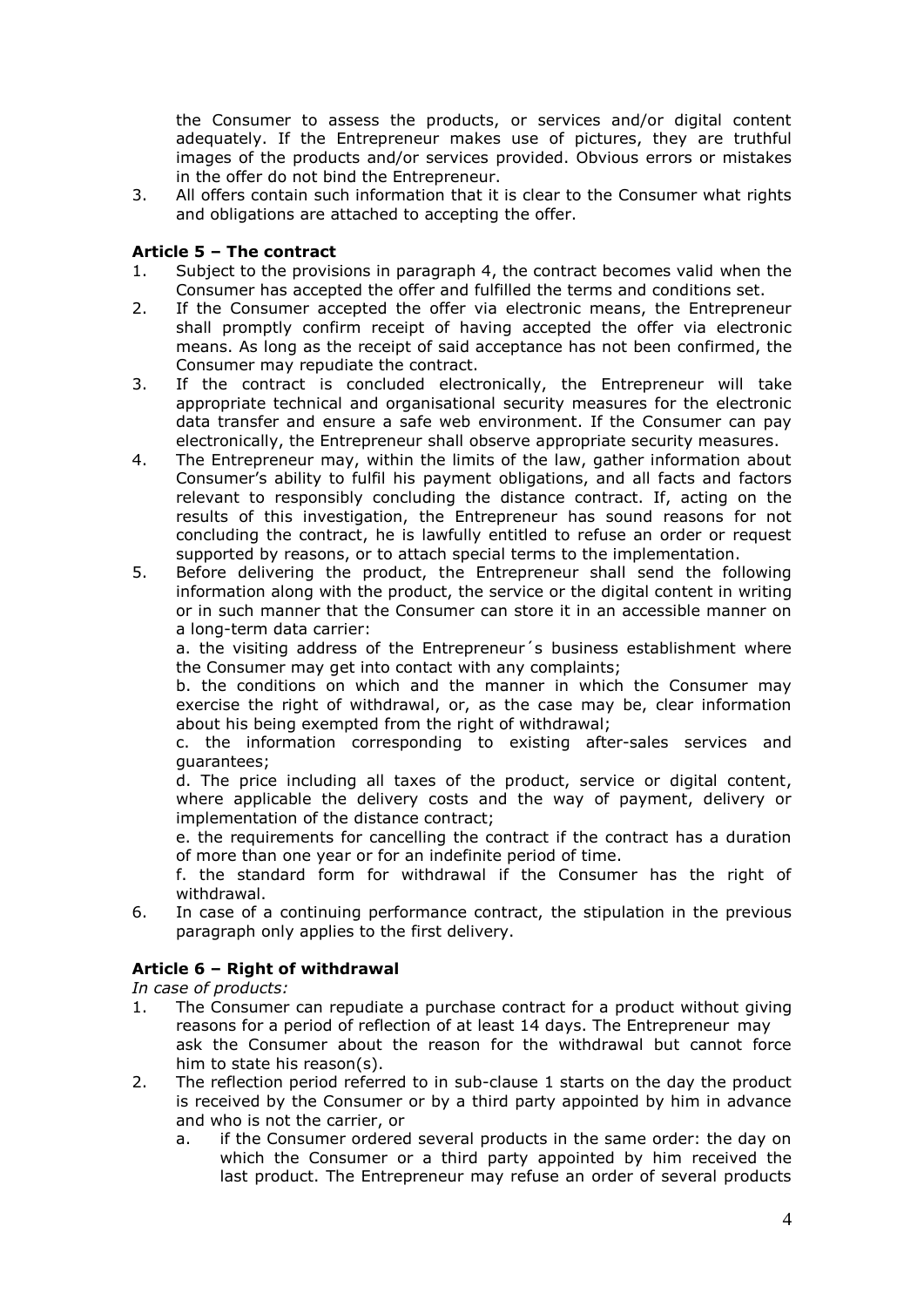the Consumer to assess the products, or services and/or digital content adequately. If the Entrepreneur makes use of pictures, they are truthful images of the products and/or services provided. Obvious errors or mistakes in the offer do not bind the Entrepreneur.

3. All offers contain such information that it is clear to the Consumer what rights and obligations are attached to accepting the offer.

**Article 5 – The contract**

1. Subject to the provisions in paragraph 4, the contract becomes valid when the Consumer has accepted the offer and fulfilled the terms and conditions set.
2. If the Consumer accepted the offer via electronic means, the Entrepreneur shall promptly confirm receipt of having accepted the offer via electronic means. As long as the receipt of said acceptance has not been confirmed, the Consumer may repudiate the contract.
3. If the contract is concluded electronically, the Entrepreneur will take appropriate technical and organisational security measures for the electronic data transfer and ensure a safe web environment. If the Consumer can pay electronically, the Entrepreneur shall observe appropriate security measures.
4. The Entrepreneur may, within the limits of the law, gather information about Consumer's ability to fulfil his payment obligations, and all facts and factors relevant to responsibly concluding the distance contract. If, acting on the results of this investigation, the Entrepreneur has sound reasons for not concluding the contract, he is lawfully entitled to refuse an order or request supported by reasons, or to attach special terms to the implementation.
5. Before delivering the product, the Entrepreneur shall send the following information along with the product, the service or the digital content in writing or in such manner that the Consumer can store it in an accessible manner on a long-term data carrier:

   a. the visiting address of the Entrepreneur´s business establishment where the Consumer may get into contact with any complaints;

   b. the conditions on which and the manner in which the Consumer may exercise the right of withdrawal, or, as the case may be, clear information about his being exempted from the right of withdrawal;

   c. the information corresponding to existing after-sales services and guarantees;

   d. The price including all taxes of the product, service or digital content, where applicable the delivery costs and the way of payment, delivery or implementation of the distance contract;

   e. the requirements for cancelling the contract if the contract has a duration of more than one year or for an indefinite period of time.

   f. the standard form for withdrawal if the Consumer has the right of withdrawal.
6. In case of a continuing performance contract, the stipulation in the previous paragraph only applies to the first delivery.

**Article 6 – Right of withdrawal**

*In case of products:*

1. The Consumer can repudiate a purchase contract for a product without giving reasons for a period of reflection of at least 14 days. The Entrepreneur may ask the Consumer about the reason for the withdrawal but cannot force him to state his reason(s).
2. The reflection period referred to in sub-clause 1 starts on the day the product is received by the Consumer or by a third party appointed by him in advance and who is not the carrier, or
   a. if the Consumer ordered several products in the same order: the day on which the Consumer or a third party appointed by him received the last product. The Entrepreneur may refuse an order of several products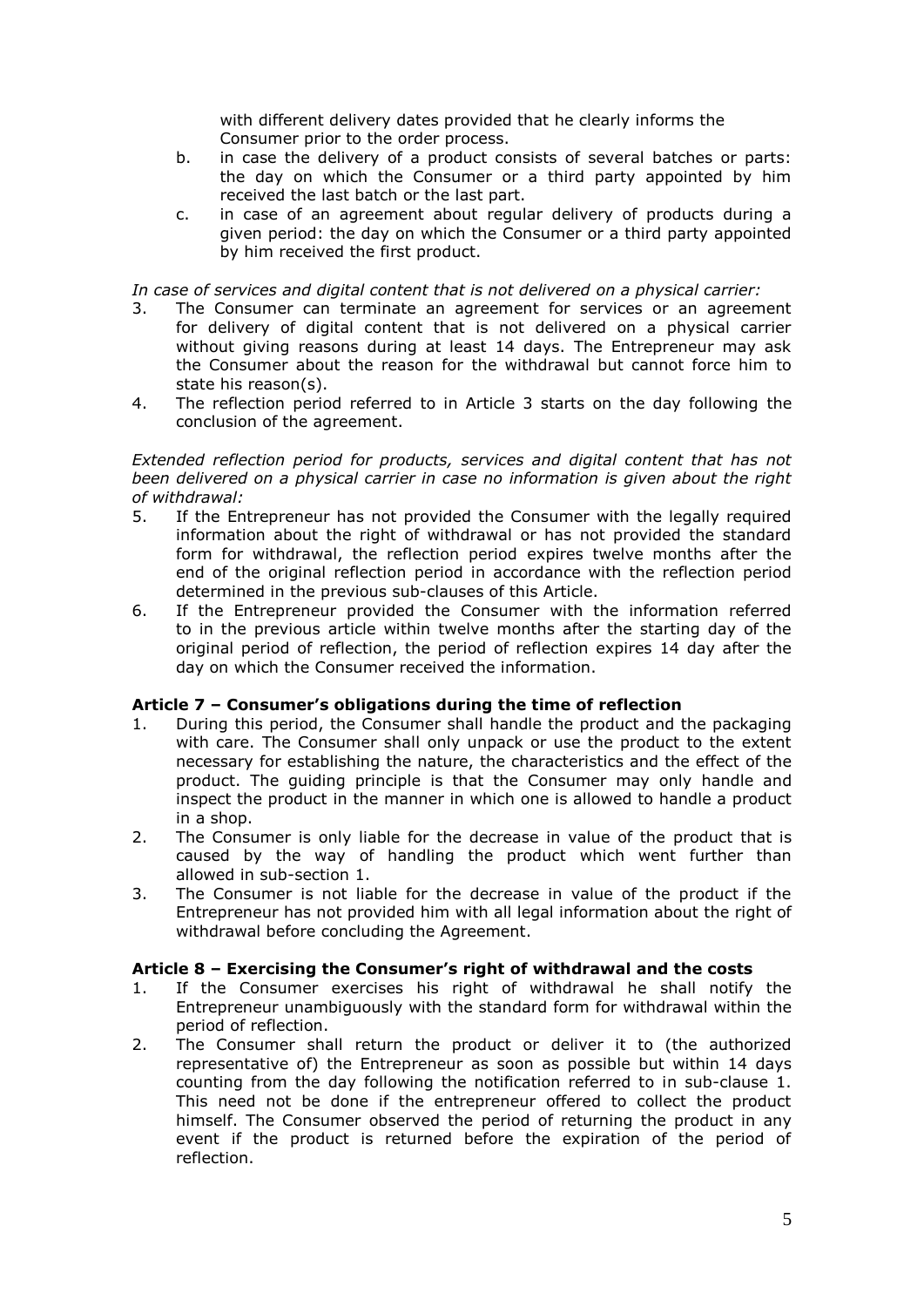with different delivery dates provided that he clearly informs the Consumer prior to the order process.

b. in case the delivery of a product consists of several batches or parts: the day on which the Consumer or a third party appointed by him received the last batch or the last part.

c. in case of an agreement about regular delivery of products during a given period: the day on which the Consumer or a third party appointed by him received the first product.

*In case of services and digital content that is not delivered on a physical carrier:*

3. The Consumer can terminate an agreement for services or an agreement for delivery of digital content that is not delivered on a physical carrier without giving reasons during at least 14 days. The Entrepreneur may ask the Consumer about the reason for the withdrawal but cannot force him to state his reason(s).
4. The reflection period referred to in Article 3 starts on the day following the conclusion of the agreement.

*Extended reflection period for products, services and digital content that has not been delivered on a physical carrier in case no information is given about the right of withdrawal:*

5. If the Entrepreneur has not provided the Consumer with the legally required information about the right of withdrawal or has not provided the standard form for withdrawal, the reflection period expires twelve months after the end of the original reflection period in accordance with the reflection period determined in the previous sub-clauses of this Article.
6. If the Entrepreneur provided the Consumer with the information referred to in the previous article within twelve months after the starting day of the original period of reflection, the period of reflection expires 14 day after the day on which the Consumer received the information.

### Article 7 – Consumer's obligations during the time of reflection

1. During this period, the Consumer shall handle the product and the packaging with care. The Consumer shall only unpack or use the product to the extent necessary for establishing the nature, the characteristics and the effect of the product. The guiding principle is that the Consumer may only handle and inspect the product in the manner in which one is allowed to handle a product in a shop.
2. The Consumer is only liable for the decrease in value of the product that is caused by the way of handling the product which went further than allowed in sub-section 1.
3. The Consumer is not liable for the decrease in value of the product if the Entrepreneur has not provided him with all legal information about the right of withdrawal before concluding the Agreement.

### Article 8 – Exercising the Consumer's right of withdrawal and the costs

1. If the Consumer exercises his right of withdrawal he shall notify the Entrepreneur unambiguously with the standard form for withdrawal within the period of reflection.
2. The Consumer shall return the product or deliver it to (the authorized representative of) the Entrepreneur as soon as possible but within 14 days counting from the day following the notification referred to in sub-clause 1. This need not be done if the entrepreneur offered to collect the product himself. The Consumer observed the period of returning the product in any event if the product is returned before the expiration of the period of reflection.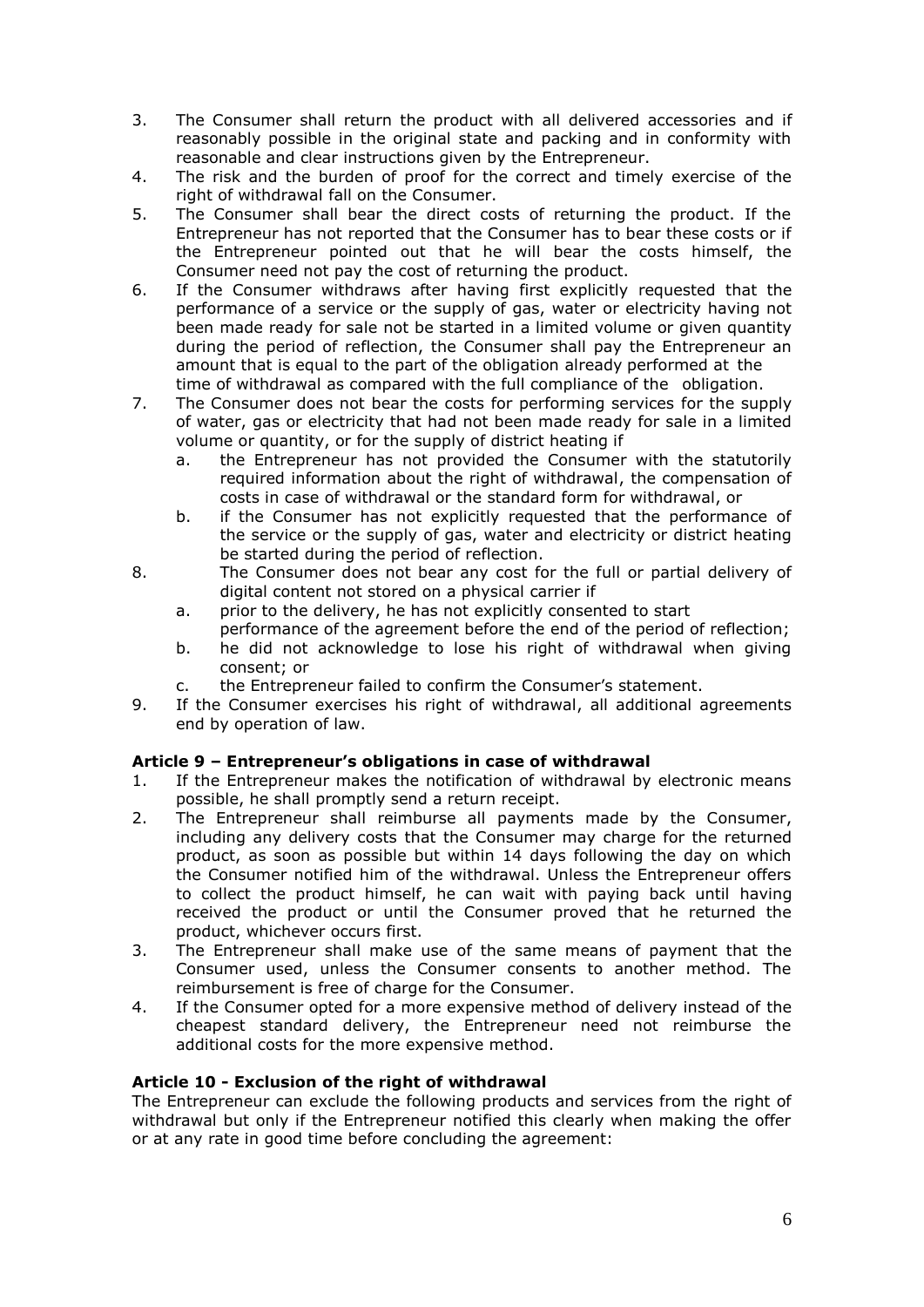3. The Consumer shall return the product with all delivered accessories and if reasonably possible in the original state and packing and in conformity with reasonable and clear instructions given by the Entrepreneur.
4. The risk and the burden of proof for the correct and timely exercise of the right of withdrawal fall on the Consumer.
5. The Consumer shall bear the direct costs of returning the product. If the Entrepreneur has not reported that the Consumer has to bear these costs or if the Entrepreneur pointed out that he will bear the costs himself, the Consumer need not pay the cost of returning the product.
6. If the Consumer withdraws after having first explicitly requested that the performance of a service or the supply of gas, water or electricity having not been made ready for sale not be started in a limited volume or given quantity during the period of reflection, the Consumer shall pay the Entrepreneur an amount that is equal to the part of the obligation already performed at the time of withdrawal as compared with the full compliance of the obligation.
7. The Consumer does not bear the costs for performing services for the supply of water, gas or electricity that had not been made ready for sale in a limited volume or quantity, or for the supply of district heating if
   a. the Entrepreneur has not provided the Consumer with the statutorily required information about the right of withdrawal, the compensation of costs in case of withdrawal or the standard form for withdrawal, or
   b. if the Consumer has not explicitly requested that the performance of the service or the supply of gas, water and electricity or district heating be started during the period of reflection.
8. The Consumer does not bear any cost for the full or partial delivery of digital content not stored on a physical carrier if
   a. prior to the delivery, he has not explicitly consented to start performance of the agreement before the end of the period of reflection;
   b. he did not acknowledge to lose his right of withdrawal when giving consent; or
   c. the Entrepreneur failed to confirm the Consumer's statement.
9. If the Consumer exercises his right of withdrawal, all additional agreements end by operation of law.

**Article 9 – Entrepreneur's obligations in case of withdrawal**

1. If the Entrepreneur makes the notification of withdrawal by electronic means possible, he shall promptly send a return receipt.
2. The Entrepreneur shall reimburse all payments made by the Consumer, including any delivery costs that the Consumer may charge for the returned product, as soon as possible but within 14 days following the day on which the Consumer notified him of the withdrawal. Unless the Entrepreneur offers to collect the product himself, he can wait with paying back until having received the product or until the Consumer proved that he returned the product, whichever occurs first.
3. The Entrepreneur shall make use of the same means of payment that the Consumer used, unless the Consumer consents to another method. The reimbursement is free of charge for the Consumer.
4. If the Consumer opted for a more expensive method of delivery instead of the cheapest standard delivery, the Entrepreneur need not reimburse the additional costs for the more expensive method.

**Article 10 - Exclusion of the right of withdrawal**

The Entrepreneur can exclude the following products and services from the right of withdrawal but only if the Entrepreneur notified this clearly when making the offer or at any rate in good time before concluding the agreement: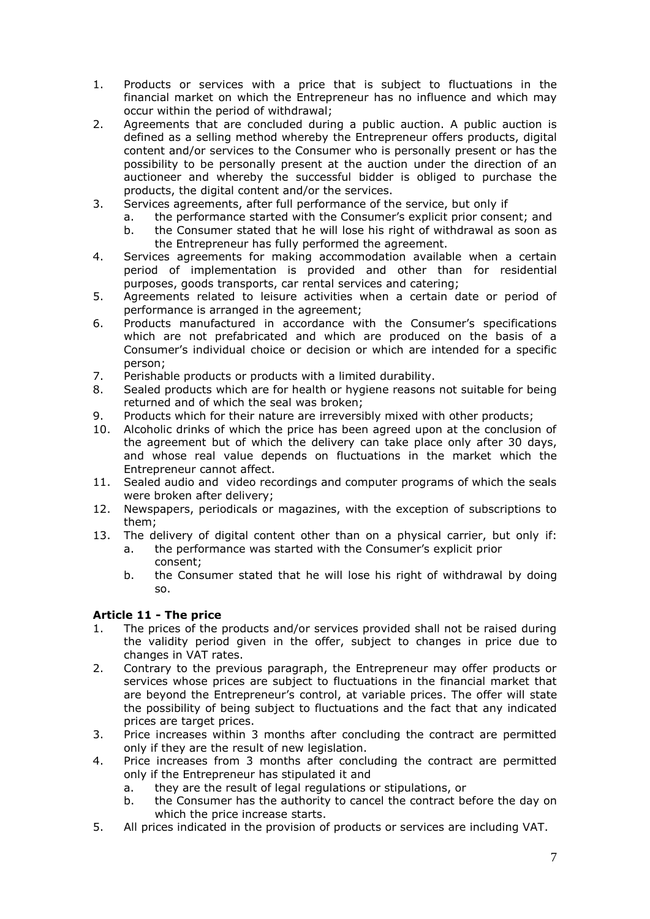1. Products or services with a price that is subject to fluctuations in the financial market on which the Entrepreneur has no influence and which may occur within the period of withdrawal;
2. Agreements that are concluded during a public auction. A public auction is defined as a selling method whereby the Entrepreneur offers products, digital content and/or services to the Consumer who is personally present or has the possibility to be personally present at the auction under the direction of an auctioneer and whereby the successful bidder is obliged to purchase the products, the digital content and/or the services.
3. Services agreements, after full performance of the service, but only if
   a. the performance started with the Consumer's explicit prior consent; and
   b. the Consumer stated that he will lose his right of withdrawal as soon as the Entrepreneur has fully performed the agreement.
4. Services agreements for making accommodation available when a certain period of implementation is provided and other than for residential purposes, goods transports, car rental services and catering;
5. Agreements related to leisure activities when a certain date or period of performance is arranged in the agreement;
6. Products manufactured in accordance with the Consumer's specifications which are not prefabricated and which are produced on the basis of a Consumer's individual choice or decision or which are intended for a specific person;
7. Perishable products or products with a limited durability.
8. Sealed products which are for health or hygiene reasons not suitable for being returned and of which the seal was broken;
9. Products which for their nature are irreversibly mixed with other products;
10. Alcoholic drinks of which the price has been agreed upon at the conclusion of the agreement but of which the delivery can take place only after 30 days, and whose real value depends on fluctuations in the market which the Entrepreneur cannot affect.
11. Sealed audio and video recordings and computer programs of which the seals were broken after delivery;
12. Newspapers, periodicals or magazines, with the exception of subscriptions to them;
13. The delivery of digital content other than on a physical carrier, but only if:
    a. the performance was started with the Consumer's explicit prior consent;
    b. the Consumer stated that he will lose his right of withdrawal by doing so.

### Article 11 - The price

1. The prices of the products and/or services provided shall not be raised during the validity period given in the offer, subject to changes in price due to changes in VAT rates.
2. Contrary to the previous paragraph, the Entrepreneur may offer products or services whose prices are subject to fluctuations in the financial market that are beyond the Entrepreneur's control, at variable prices. The offer will state the possibility of being subject to fluctuations and the fact that any indicated prices are target prices.
3. Price increases within 3 months after concluding the contract are permitted only if they are the result of new legislation.
4. Price increases from 3 months after concluding the contract are permitted only if the Entrepreneur has stipulated it and
   a. they are the result of legal regulations or stipulations, or
   b. the Consumer has the authority to cancel the contract before the day on which the price increase starts.
5. All prices indicated in the provision of products or services are including VAT.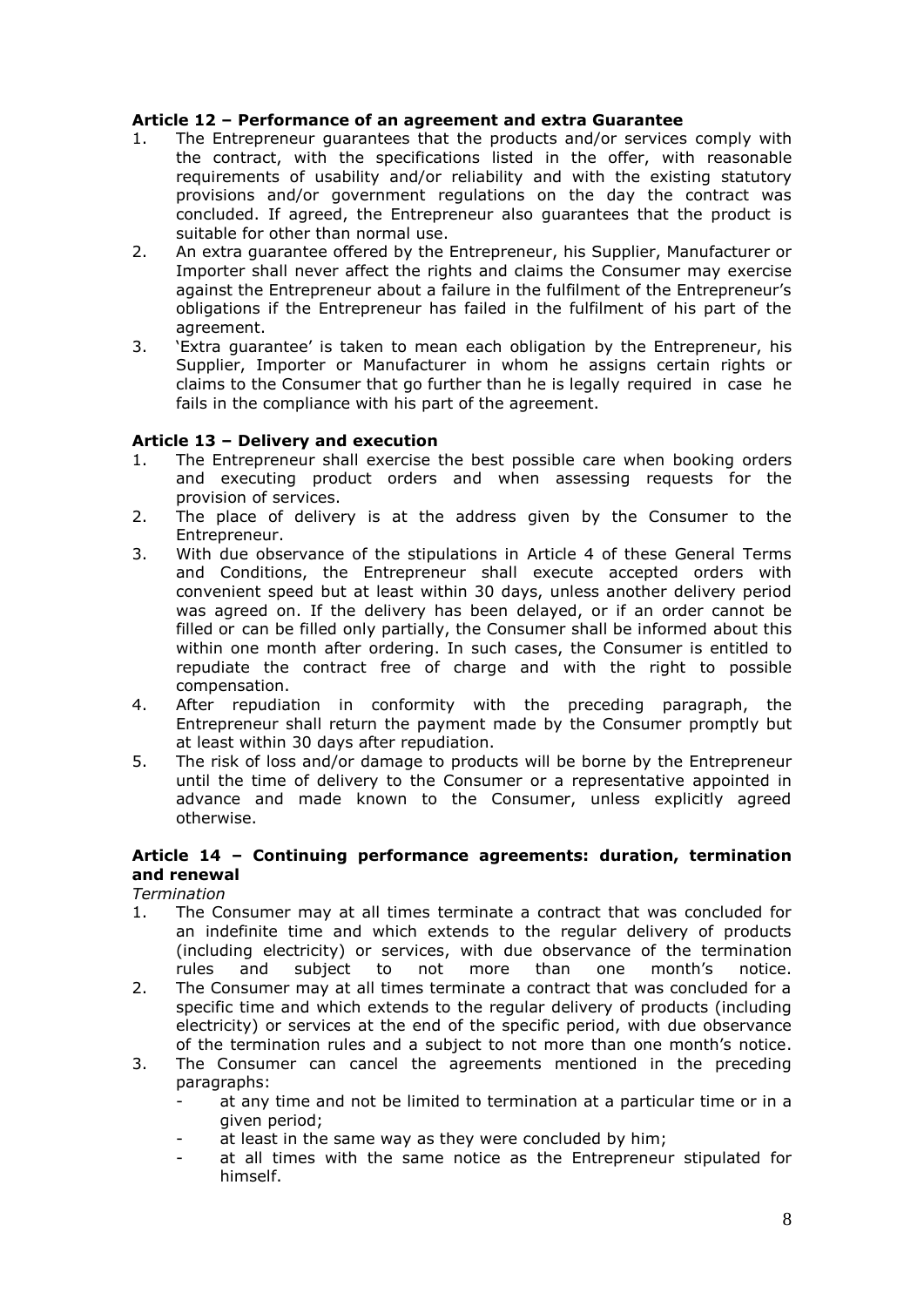### Article 12 – Performance of an agreement and extra Guarantee

1. The Entrepreneur guarantees that the products and/or services comply with the contract, with the specifications listed in the offer, with reasonable requirements of usability and/or reliability and with the existing statutory provisions and/or government regulations on the day the contract was concluded. If agreed, the Entrepreneur also guarantees that the product is suitable for other than normal use.
2. An extra guarantee offered by the Entrepreneur, his Supplier, Manufacturer or Importer shall never affect the rights and claims the Consumer may exercise against the Entrepreneur about a failure in the fulfilment of the Entrepreneur's obligations if the Entrepreneur has failed in the fulfilment of his part of the agreement.
3. 'Extra guarantee' is taken to mean each obligation by the Entrepreneur, his Supplier, Importer or Manufacturer in whom he assigns certain rights or claims to the Consumer that go further than he is legally required in case he fails in the compliance with his part of the agreement.

### Article 13 – Delivery and execution

1. The Entrepreneur shall exercise the best possible care when booking orders and executing product orders and when assessing requests for the provision of services.
2. The place of delivery is at the address given by the Consumer to the Entrepreneur.
3. With due observance of the stipulations in Article 4 of these General Terms and Conditions, the Entrepreneur shall execute accepted orders with convenient speed but at least within 30 days, unless another delivery period was agreed on. If the delivery has been delayed, or if an order cannot be filled or can be filled only partially, the Consumer shall be informed about this within one month after ordering. In such cases, the Consumer is entitled to repudiate the contract free of charge and with the right to possible compensation.
4. After repudiation in conformity with the preceding paragraph, the Entrepreneur shall return the payment made by the Consumer promptly but at least within 30 days after repudiation.
5. The risk of loss and/or damage to products will be borne by the Entrepreneur until the time of delivery to the Consumer or a representative appointed in advance and made known to the Consumer, unless explicitly agreed otherwise.

### Article 14 – Continuing performance agreements: duration, termination and renewal

*Termination*

1. The Consumer may at all times terminate a contract that was concluded for an indefinite time and which extends to the regular delivery of products (including electricity) or services, with due observance of the termination rules and subject to not more than one month's notice.
2. The Consumer may at all times terminate a contract that was concluded for a specific time and which extends to the regular delivery of products (including electricity) or services at the end of the specific period, with due observance of the termination rules and a subject to not more than one month's notice.
3. The Consumer can cancel the agreements mentioned in the preceding paragraphs:
   - at any time and not be limited to termination at a particular time or in a given period;
   - at least in the same way as they were concluded by him;
   - at all times with the same notice as the Entrepreneur stipulated for himself.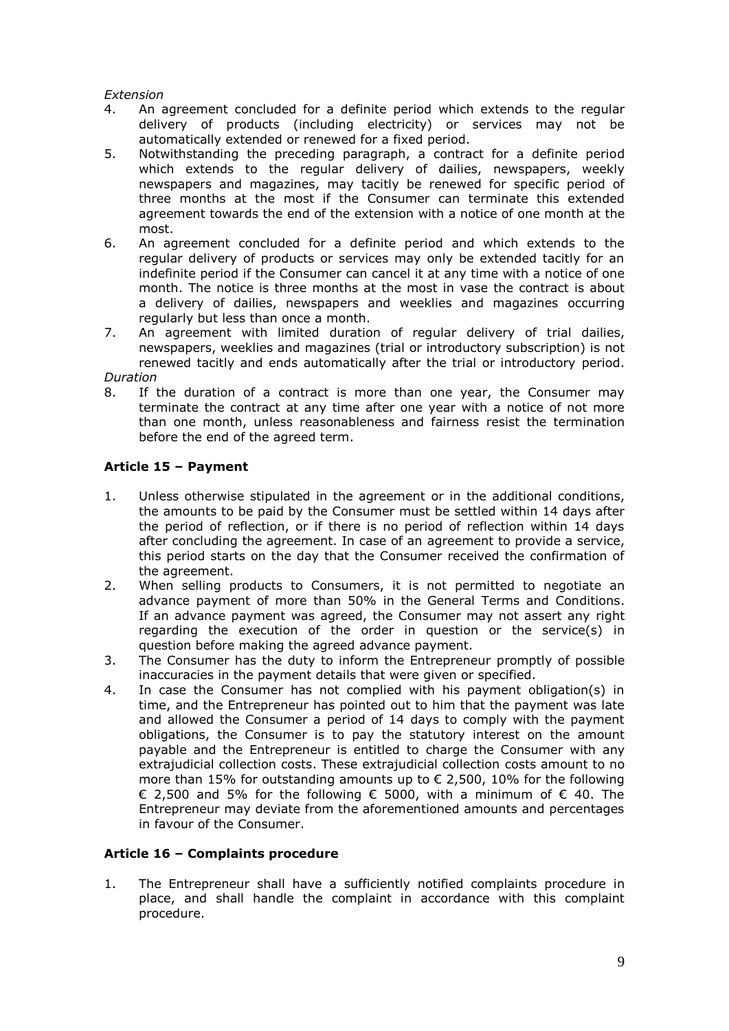*Extension*

4. An agreement concluded for a definite period which extends to the regular delivery of products (including electricity) or services may not be automatically extended or renewed for a fixed period.
5. Notwithstanding the preceding paragraph, a contract for a definite period which extends to the regular delivery of dailies, newspapers, weekly newspapers and magazines, may tacitly be renewed for specific period of three months at the most if the Consumer can terminate this extended agreement towards the end of the extension with a notice of one month at the most.
6. An agreement concluded for a definite period and which extends to the regular delivery of products or services may only be extended tacitly for an indefinite period if the Consumer can cancel it at any time with a notice of one month. The notice is three months at the most in vase the contract is about a delivery of dailies, newspapers and weeklies and magazines occurring regularly but less than once a month.
7. An agreement with limited duration of regular delivery of trial dailies, newspapers, weeklies and magazines (trial or introductory subscription) is not renewed tacitly and ends automatically after the trial or introductory period.

*Duration*

8. If the duration of a contract is more than one year, the Consumer may terminate the contract at any time after one year with a notice of not more than one month, unless reasonableness and fairness resist the termination before the end of the agreed term.

### Article 15 – Payment

1. Unless otherwise stipulated in the agreement or in the additional conditions, the amounts to be paid by the Consumer must be settled within 14 days after the period of reflection, or if there is no period of reflection within 14 days after concluding the agreement. In case of an agreement to provide a service, this period starts on the day that the Consumer received the confirmation of the agreement.
2. When selling products to Consumers, it is not permitted to negotiate an advance payment of more than 50% in the General Terms and Conditions. If an advance payment was agreed, the Consumer may not assert any right regarding the execution of the order in question or the service(s) in question before making the agreed advance payment.
3. The Consumer has the duty to inform the Entrepreneur promptly of possible inaccuracies in the payment details that were given or specified.
4. In case the Consumer has not complied with his payment obligation(s) in time, and the Entrepreneur has pointed out to him that the payment was late and allowed the Consumer a period of 14 days to comply with the payment obligations, the Consumer is to pay the statutory interest on the amount payable and the Entrepreneur is entitled to charge the Consumer with any extrajudicial collection costs. These extrajudicial collection costs amount to no more than 15% for outstanding amounts up to € 2,500, 10% for the following € 2,500 and 5% for the following € 5000, with a minimum of € 40. The Entrepreneur may deviate from the aforementioned amounts and percentages in favour of the Consumer.

### Article 16 – Complaints procedure

1. The Entrepreneur shall have a sufficiently notified complaints procedure in place, and shall handle the complaint in accordance with this complaint procedure.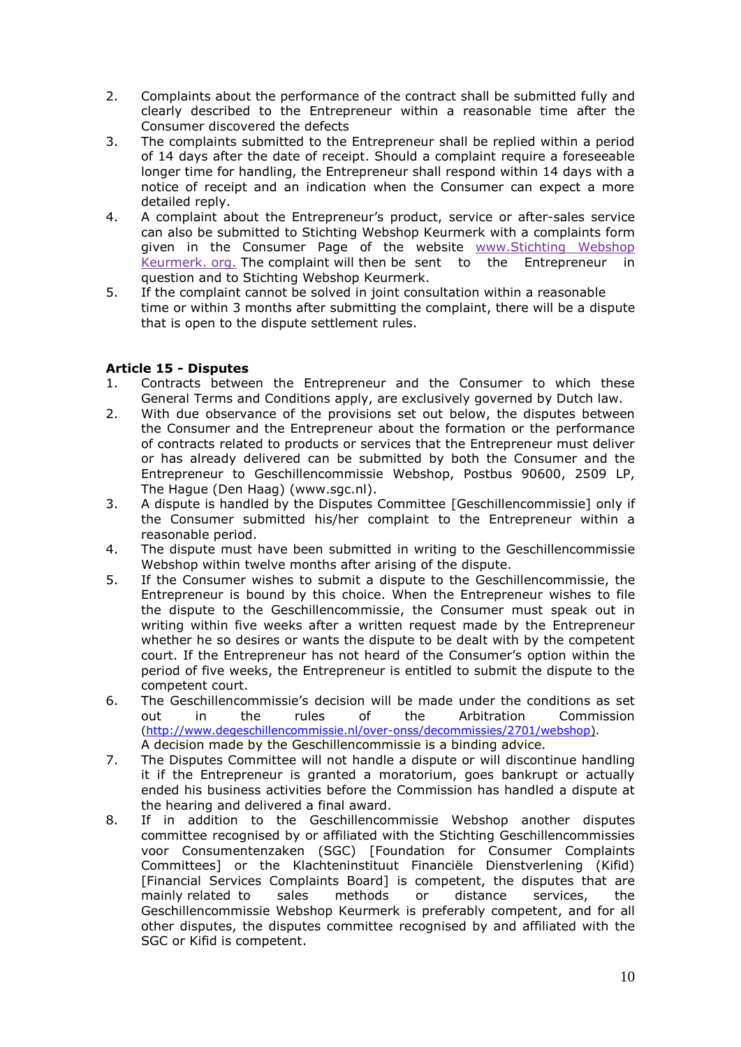2. Complaints about the performance of the contract shall be submitted fully and clearly described to the Entrepreneur within a reasonable time after the Consumer discovered the defects
3. The complaints submitted to the Entrepreneur shall be replied within a period of 14 days after the date of receipt. Should a complaint require a foreseeable longer time for handling, the Entrepreneur shall respond within 14 days with a notice of receipt and an indication when the Consumer can expect a more detailed reply.
4. A complaint about the Entrepreneur's product, service or after-sales service can also be submitted to Stichting Webshop Keurmerk with a complaints form given in the Consumer Page of the website www.Stichting Webshop Keurmerk. org. The complaint will then be sent to the Entrepreneur in question and to Stichting Webshop Keurmerk.
5. If the complaint cannot be solved in joint consultation within a reasonable time or within 3 months after submitting the complaint, there will be a dispute that is open to the dispute settlement rules.

**Article 15 - Disputes**

1. Contracts between the Entrepreneur and the Consumer to which these General Terms and Conditions apply, are exclusively governed by Dutch law.
2. With due observance of the provisions set out below, the disputes between the Consumer and the Entrepreneur about the formation or the performance of contracts related to products or services that the Entrepreneur must deliver or has already delivered can be submitted by both the Consumer and the Entrepreneur to Geschillencommissie Webshop, Postbus 90600, 2509 LP, The Hague (Den Haag) (www.sgc.nl).
3. A dispute is handled by the Disputes Committee [Geschillencommissie] only if the Consumer submitted his/her complaint to the Entrepreneur within a reasonable period.
4. The dispute must have been submitted in writing to the Geschillencommissie Webshop within twelve months after arising of the dispute.
5. If the Consumer wishes to submit a dispute to the Geschillencommissie, the Entrepreneur is bound by this choice. When the Entrepreneur wishes to file the dispute to the Geschillencommissie, the Consumer must speak out in writing within five weeks after a written request made by the Entrepreneur whether he so desires or wants the dispute to be dealt with by the competent court. If the Entrepreneur has not heard of the Consumer's option within the period of five weeks, the Entrepreneur is entitled to submit the dispute to the competent court.
6. The Geschillencommissie's decision will be made under the conditions as set out in the rules of the Arbitration Commission (http://www.degeschillencommissie.nl/over-onss/decommissies/2701/webshop). A decision made by the Geschillencommissie is a binding advice.
7. The Disputes Committee will not handle a dispute or will discontinue handling it if the Entrepreneur is granted a moratorium, goes bankrupt or actually ended his business activities before the Commission has handled a dispute at the hearing and delivered a final award.
8. If in addition to the Geschillencommissie Webshop another disputes committee recognised by or affiliated with the Stichting Geschillencommissies voor Consumentenzaken (SGC) [Foundation for Consumer Complaints Committees] or the Klachteninstituut Financiële Dienstverlening (Kifid) [Financial Services Complaints Board] is competent, the disputes that are mainly related to sales methods or distance services, the Geschillencommissie Webshop Keurmerk is preferably competent, and for all other disputes, the disputes committee recognised by and affiliated with the SGC or Kifid is competent.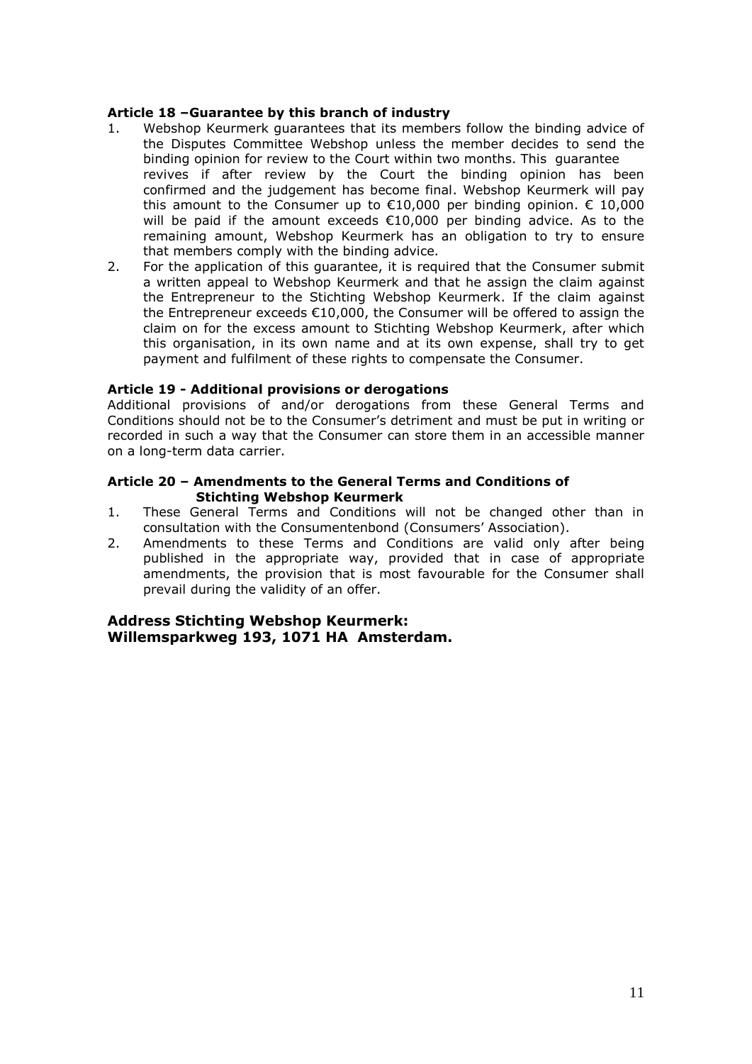**Article 18 –Guarantee by this branch of industry**

1. Webshop Keurmerk guarantees that its members follow the binding advice of the Disputes Committee Webshop unless the member decides to send the binding opinion for review to the Court within two months. This guarantee revives if after review by the Court the binding opinion has been confirmed and the judgement has become final. Webshop Keurmerk will pay this amount to the Consumer up to €10,000 per binding opinion. € 10,000 will be paid if the amount exceeds €10,000 per binding advice. As to the remaining amount, Webshop Keurmerk has an obligation to try to ensure that members comply with the binding advice.
2. For the application of this guarantee, it is required that the Consumer submit a written appeal to Webshop Keurmerk and that he assign the claim against the Entrepreneur to the Stichting Webshop Keurmerk. If the claim against the Entrepreneur exceeds €10,000, the Consumer will be offered to assign the claim on for the excess amount to Stichting Webshop Keurmerk, after which this organisation, in its own name and at its own expense, shall try to get payment and fulfilment of these rights to compensate the Consumer.

**Article 19 - Additional provisions or derogations**

Additional provisions of and/or derogations from these General Terms and Conditions should not be to the Consumer's detriment and must be put in writing or recorded in such a way that the Consumer can store them in an accessible manner on a long-term data carrier.

**Article 20 – Amendments to the General Terms and Conditions of Stichting Webshop Keurmerk**

1. These General Terms and Conditions will not be changed other than in consultation with the Consumentenbond (Consumers' Association).
2. Amendments to these Terms and Conditions are valid only after being published in the appropriate way, provided that in case of appropriate amendments, the provision that is most favourable for the Consumer shall prevail during the validity of an offer.

**Address Stichting Webshop Keurmerk:**
**Willemsparkweg 193, 1071 HA Amsterdam.**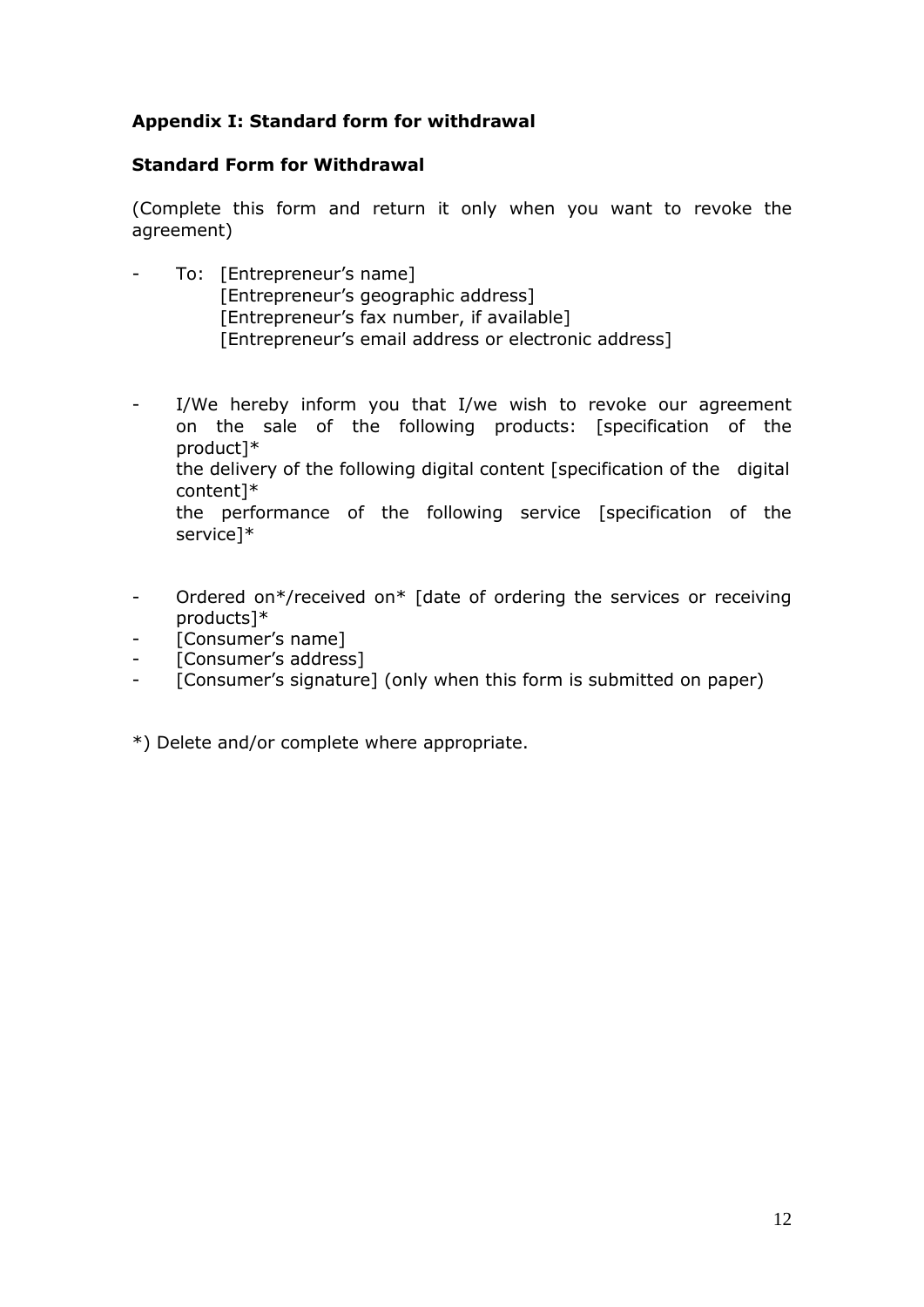## Appendix I: Standard form for withdrawal

### Standard Form for Withdrawal

(Complete this form and return it only when you want to revoke the agreement)

- To: [Entrepreneur's name]
  [Entrepreneur's geographic address]
  [Entrepreneur's fax number, if available]
  [Entrepreneur's email address or electronic address]

- I/We hereby inform you that I/we wish to revoke our agreement on the sale of the following products: [specification of the product]*
  the delivery of the following digital content [specification of the digital content]*
  the performance of the following service [specification of the service]*

- Ordered on*/received on* [date of ordering the services or receiving products]*
- [Consumer's name]
- [Consumer's address]
- [Consumer's signature] (only when this form is submitted on paper)

*) Delete and/or complete where appropriate.